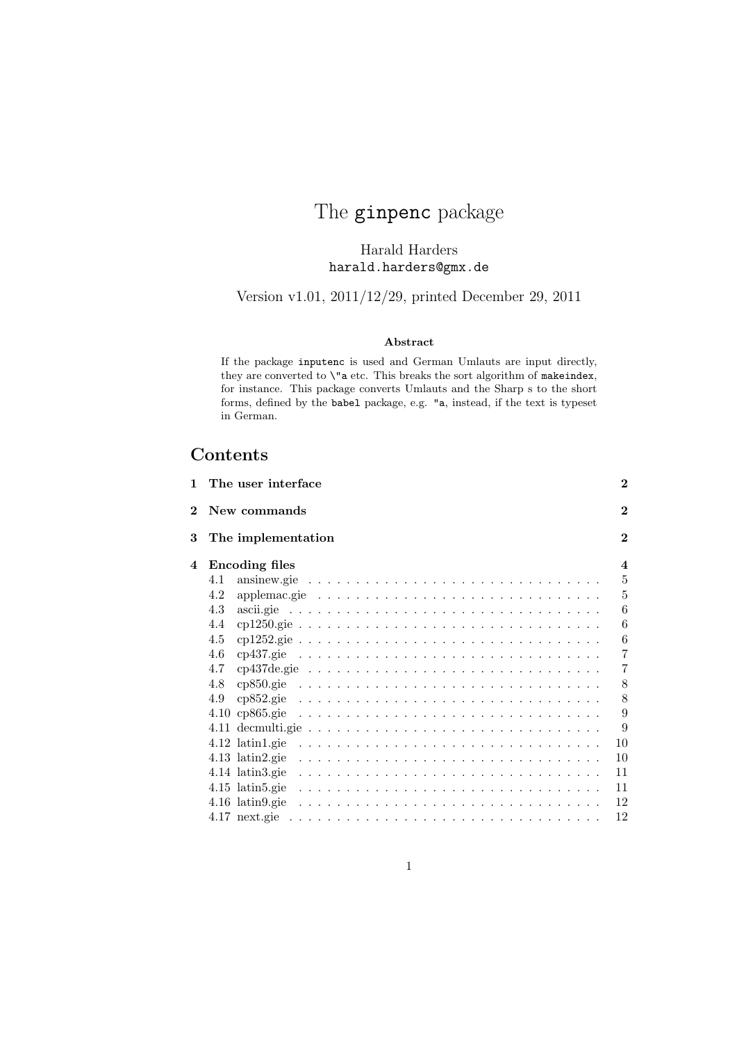# The `ginpenc` package

Harald Harders
`harald.harders@gmx.de`

Version v1.01, 2011/12/29, printed December 29, 2011

**Abstract**

If the package `inputenc` is used and German Umlauts are input directly, they are converted to `\"a` etc. This breaks the sort algorithm of `makeindex`, for instance. This package converts Umlauts and the Sharp s to the short forms, defined by the `babel` package, e.g. `"a`, instead, if the text is typeset in German.

## Contents

- **1 The user interface** — **2**
- **2 New commands** — **2**
- **3 The implementation** — **2**
- **4 Encoding files** — **4**
  - 4.1 ansinew.gie — 5
  - 4.2 applemac.gie — 5
  - 4.3 ascii.gie — 6
  - 4.4 cp1250.gie — 6
  - 4.5 cp1252.gie — 6
  - 4.6 cp437.gie — 7
  - 4.7 cp437de.gie — 7
  - 4.8 cp850.gie — 8
  - 4.9 cp852.gie — 8
  - 4.10 cp865.gie — 9
  - 4.11 decmulti.gie — 9
  - 4.12 latin1.gie — 10
  - 4.13 latin2.gie — 10
  - 4.14 latin3.gie — 11
  - 4.15 latin5.gie — 11
  - 4.16 latin9.gie — 12
  - 4.17 next.gie — 12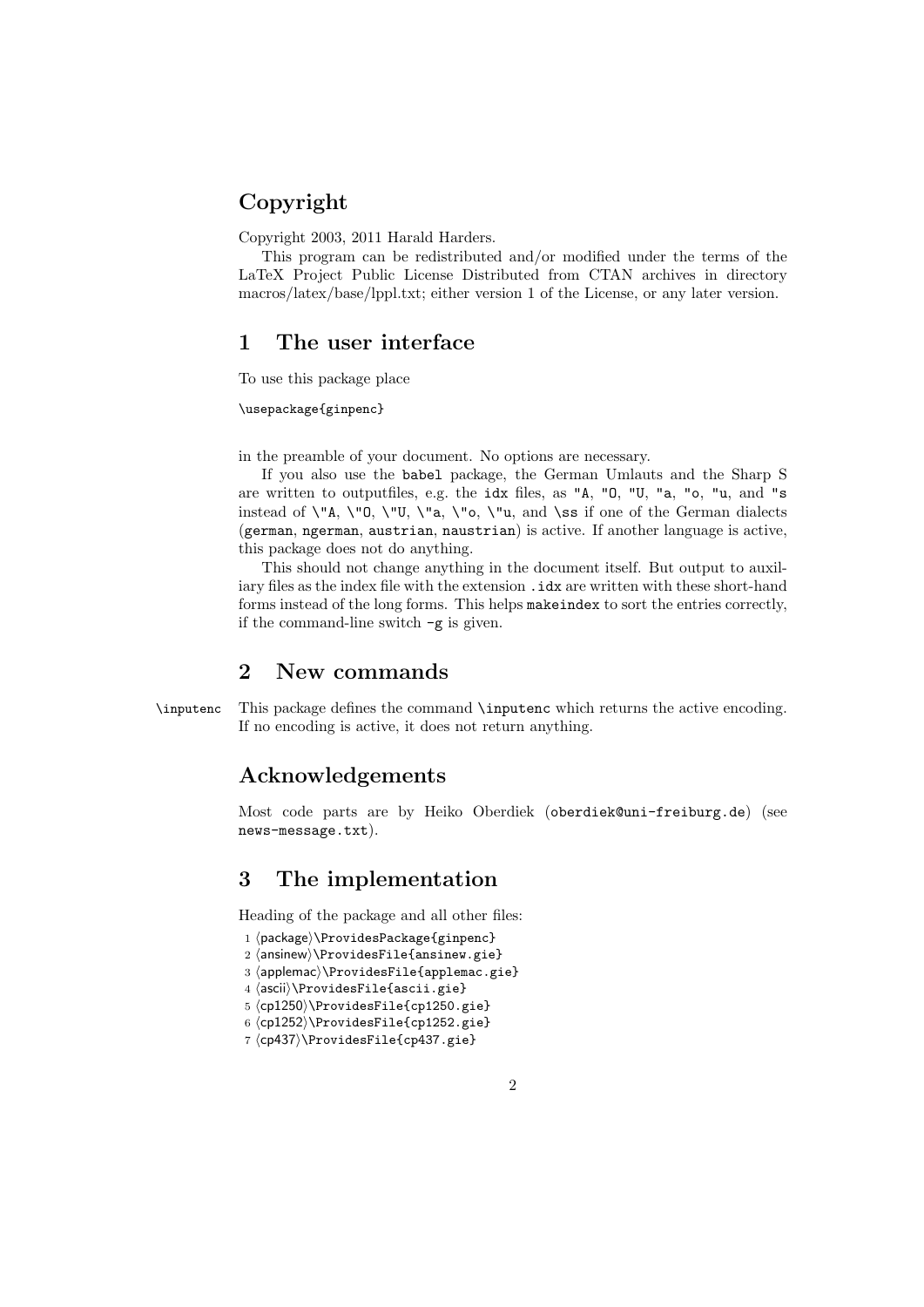## Copyright

Copyright 2003, 2011 Harald Harders.

This program can be redistributed and/or modified under the terms of the LaTeX Project Public License Distributed from CTAN archives in directory macros/latex/base/lppl.txt; either version 1 of the License, or any later version.

## 1 The user interface

To use this package place

```
\usepackage{ginpenc}
```

in the preamble of your document. No options are necessary.

If you also use the `babel` package, the German Umlauts and the Sharp S are written to outputfiles, e.g. the `idx` files, as `"A`, `"O`, `"U`, `"a`, `"o`, `"u`, and `"s` instead of `\"A`, `\"O`, `\"U`, `\"a`, `\"o`, `\"u`, and `\ss` if one of the German dialects (`german`, `ngerman`, `austrian`, `naustrian`) is active. If another language is active, this package does not do anything.

This should not change anything in the document itself. But output to auxiliary files as the index file with the extension `.idx` are written with these short-hand forms instead of the long forms. This helps `makeindex` to sort the entries correctly, if the command-line switch `-g` is given.

## 2 New commands

`\inputenc` This package defines the command `\inputenc` which returns the active encoding. If no encoding is active, it does not return anything.

## Acknowledgements

Most code parts are by Heiko Oberdiek (`oberdiek@uni-freiburg.de`) (see `news-message.txt`).

## 3 The implementation

Heading of the package and all other files:

```
1 ⟨package⟩\ProvidesPackage{ginpenc}
2 ⟨ansinew⟩\ProvidesFile{ansinew.gie}
3 ⟨applemac⟩\ProvidesFile{applemac.gie}
4 ⟨ascii⟩\ProvidesFile{ascii.gie}
5 ⟨cp1250⟩\ProvidesFile{cp1250.gie}
6 ⟨cp1252⟩\ProvidesFile{cp1252.gie}
7 ⟨cp437⟩\ProvidesFile{cp437.gie}
```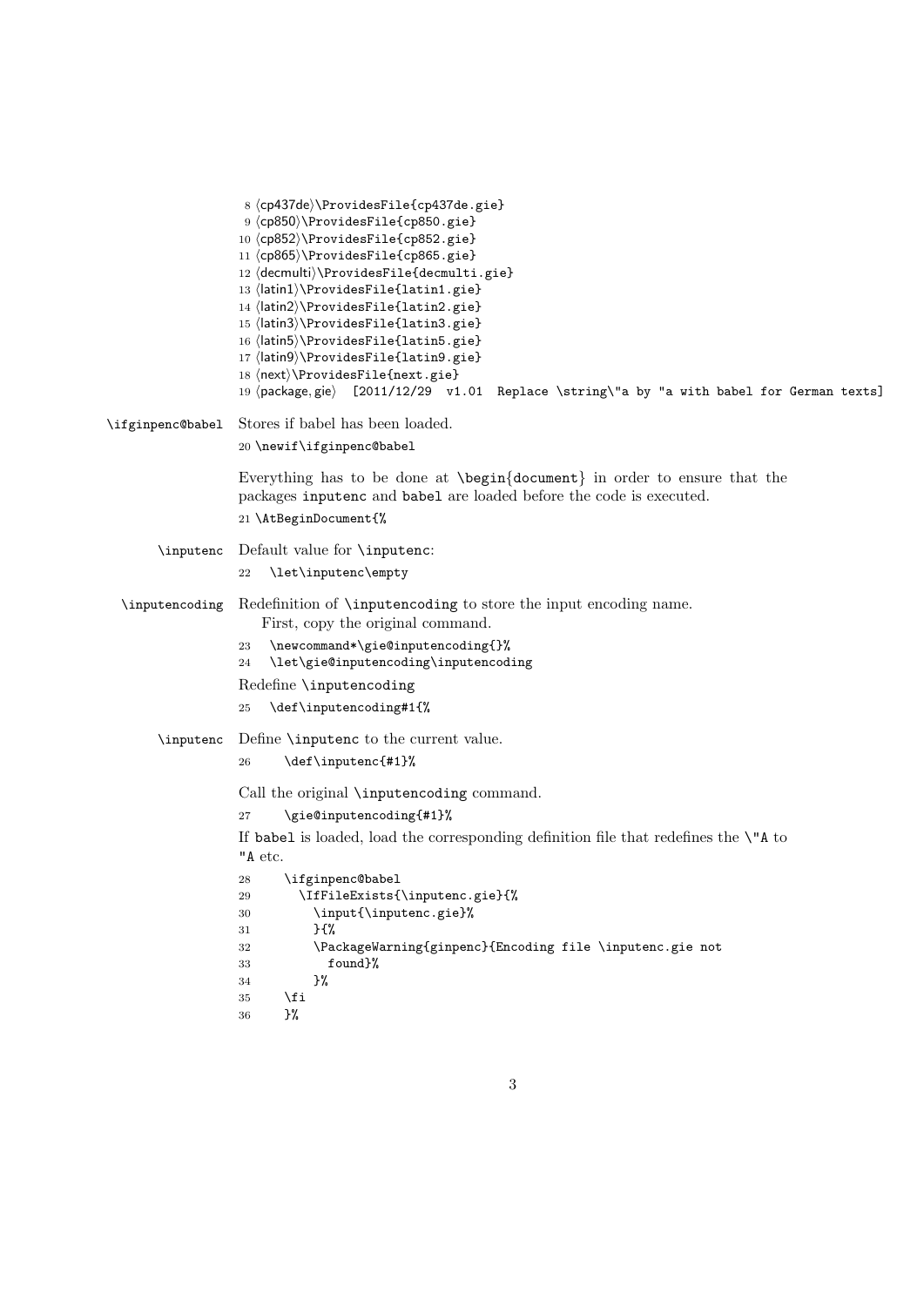```
8 ⟨cp437de⟩\ProvidesFile{cp437de.gie}
9 ⟨cp850⟩\ProvidesFile{cp850.gie}
10 ⟨cp852⟩\ProvidesFile{cp852.gie}
11 ⟨cp865⟩\ProvidesFile{cp865.gie}
12 ⟨decmulti⟩\ProvidesFile{decmulti.gie}
13 ⟨latin1⟩\ProvidesFile{latin1.gie}
14 ⟨latin2⟩\ProvidesFile{latin2.gie}
15 ⟨latin3⟩\ProvidesFile{latin3.gie}
16 ⟨latin5⟩\ProvidesFile{latin5.gie}
17 ⟨latin9⟩\ProvidesFile{latin9.gie}
18 ⟨next⟩\ProvidesFile{next.gie}
19 ⟨package, gie⟩  [2011/12/29  v1.01  Replace \string\"a by "a with babel for German texts]
```

`\ifginpenc@babel` Stores if babel has been loaded.

```
20 \newif\ifginpenc@babel
```

Everything has to be done at `\begin{document}` in order to ensure that the packages `inputenc` and `babel` are loaded before the code is executed.

```
21 \AtBeginDocument{%
```

`\inputenc` Default value for `\inputenc`:

```
22   \let\inputenc\empty
```

`\inputencoding` Redefinition of `\inputencoding` to store the input encoding name.

First, copy the original command.

```
23   \newcommand*\gie@inputencoding{}%
24   \let\gie@inputencoding\inputencoding
```

Redefine `\inputencoding`

```
25   \def\inputencoding#1{%
```

`\inputenc` Define `\inputenc` to the current value.

```
26     \def\inputenc{#1}%
```

Call the original `\inputencoding` command.

```
27     \gie@inputencoding{#1}%
```

If `babel` is loaded, load the corresponding definition file that redefines the `\"A` to `"A` etc.

```
28     \ifginpenc@babel
29       \IfFileExists{\inputenc.gie}{%
30         \input{\inputenc.gie}%
31         }{%
32         \PackageWarning{ginpenc}{Encoding file \inputenc.gie not
33           found}%
34         }%
35     \fi
36     }%
```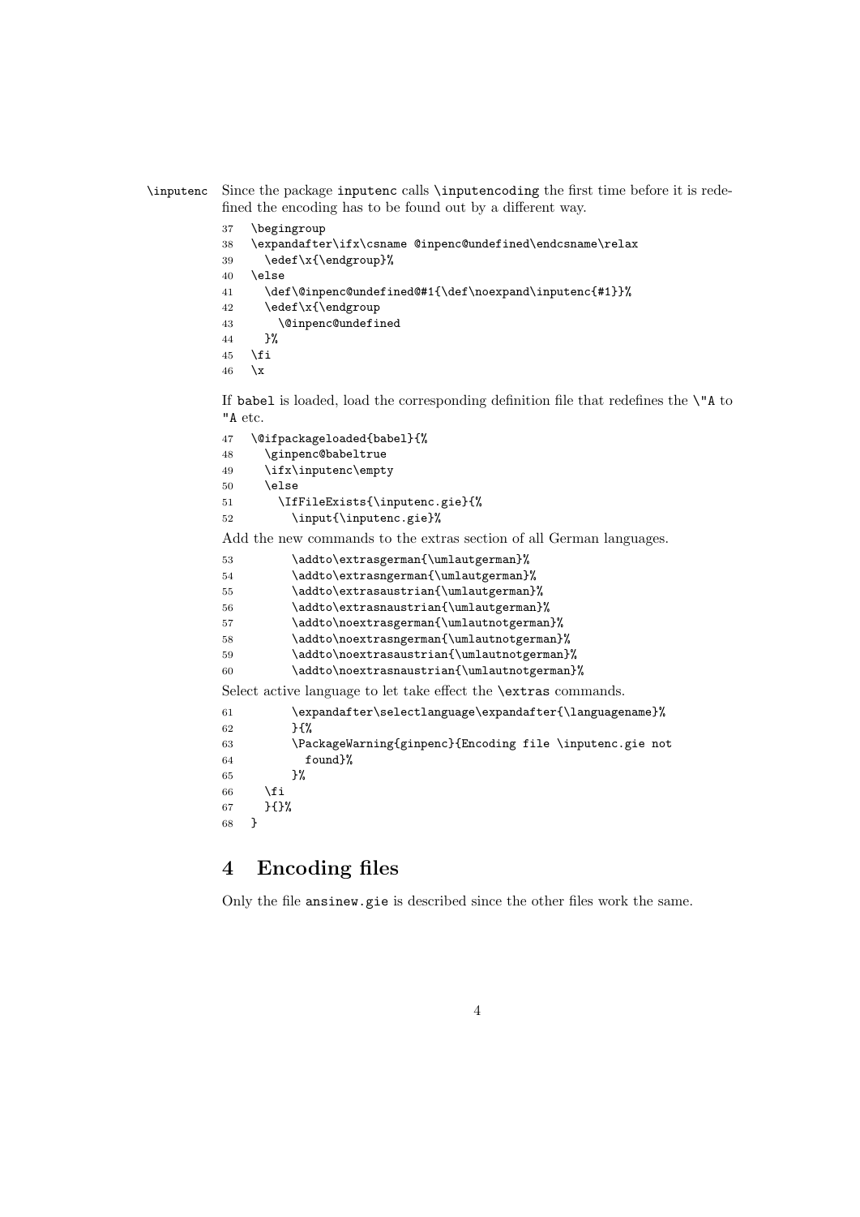\inputenc Since the package `inputenc` calls `\inputencoding` the first time before it is redefined the encoding has to be found out by a different way.

```
37 \begingroup
38 \expandafter\ifx\csname @inpenc@undefined\endcsname\relax
39   \edef\x{\endgroup}%
40 \else
41   \def\@inpenc@undefined@#1{\def\noexpand\inputenc{#1}}%
42   \edef\x{\endgroup
43     \@inpenc@undefined
44   }%
45 \fi
46 \x
```

If `babel` is loaded, load the corresponding definition file that redefines the `\"A` to `"A` etc.

```
47 \@ifpackageloaded{babel}{%
48   \ginpenc@babeltrue
49   \ifx\inputenc\empty
50   \else
51     \IfFileExists{\inputenc.gie}{%
52       \input{\inputenc.gie}%
```

Add the new commands to the extras section of all German languages.

```
53       \addto\extrasgerman{\umlautgerman}%
54       \addto\extrasngerman{\umlautgerman}%
55       \addto\extrasaustrian{\umlautgerman}%
56       \addto\extrasnaustrian{\umlautgerman}%
57       \addto\noextrasgerman{\umlautnotgerman}%
58       \addto\noextrasngerman{\umlautnotgerman}%
59       \addto\noextrasaustrian{\umlautnotgerman}%
60       \addto\noextrasnaustrian{\umlautnotgerman}%
```

Select active language to let take effect the `\extras` commands.

```
61       \expandafter\selectlanguage\expandafter{\languagename}%
62       }{%
63       \PackageWarning{ginpenc}{Encoding file \inputenc.gie not
64         found}%
65       }%
66   \fi
67   }{}%
68 }
```

# 4 Encoding files

Only the file `ansinew.gie` is described since the other files work the same.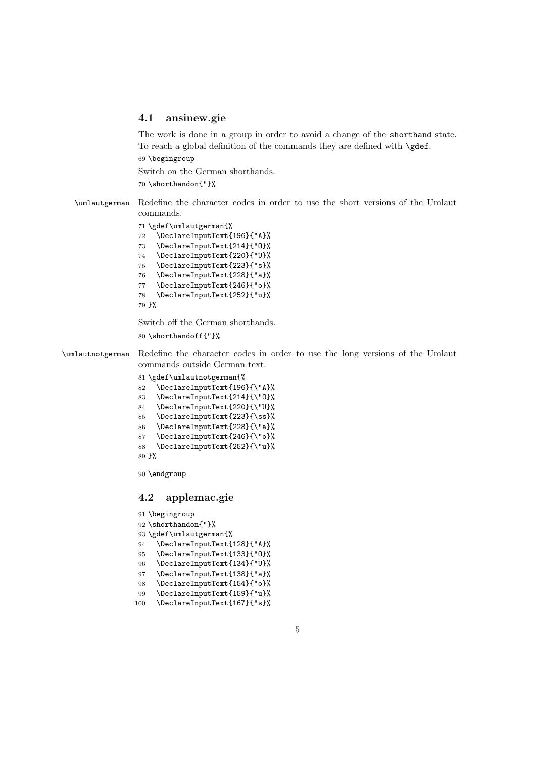### 4.1 ansinew.gie

The work is done in a group in order to avoid a change of the `shorthand` state. To reach a global definition of the commands they are defined with `\gdef`.

```
69 \begingroup
```

Switch on the German shorthands.

```
70 \shorthandon{"}%
```

`\umlautgerman` Redefine the character codes in order to use the short versions of the Umlaut commands.

```
71 \gdef\umlautgerman{%
72   \DeclareInputText{196}{"A}%
73   \DeclareInputText{214}{"O}%
74   \DeclareInputText{220}{"U}%
75   \DeclareInputText{223}{"s}%
76   \DeclareInputText{228}{"a}%
77   \DeclareInputText{246}{"o}%
78   \DeclareInputText{252}{"u}%
79 }%
```

Switch off the German shorthands.

```
80 \shorthandoff{"}%
```

`\umlautnotgerman` Redefine the character codes in order to use the long versions of the Umlaut commands outside German text.

```
81 \gdef\umlautnotgerman{%
82   \DeclareInputText{196}{\"A}%
83   \DeclareInputText{214}{\"O}%
84   \DeclareInputText{220}{\"U}%
85   \DeclareInputText{223}{\ss}%
86   \DeclareInputText{228}{\"a}%
87   \DeclareInputText{246}{\"o}%
88   \DeclareInputText{252}{\"u}%
89 }%
```

```
90 \endgroup
```

### 4.2 applemac.gie

```
91 \begingroup
92 \shorthandon{"}%
93 \gdef\umlautgerman{%
94   \DeclareInputText{128}{"A}%
95   \DeclareInputText{133}{"O}%
96   \DeclareInputText{134}{"U}%
97   \DeclareInputText{138}{"a}%
98   \DeclareInputText{154}{"o}%
99   \DeclareInputText{159}{"u}%
100  \DeclareInputText{167}{"s}%
```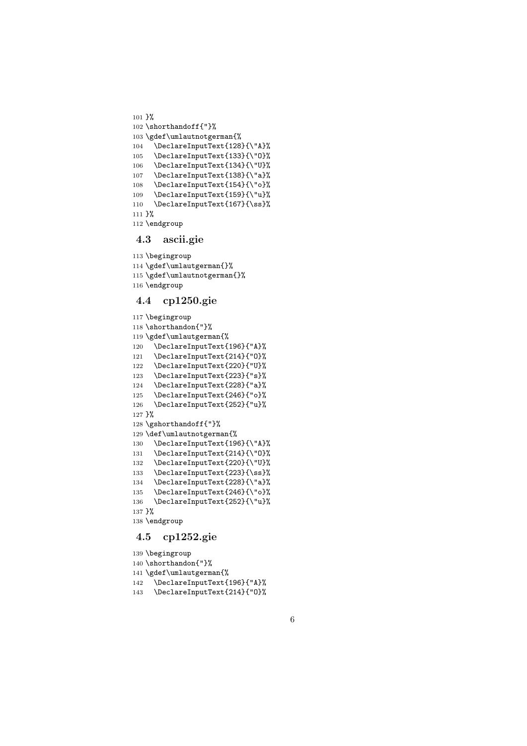```
101 }%
102 \shorthandoff{"}%
103 \gdef\umlautnotgerman{%
104   \DeclareInputText{128}{\"A}%
105   \DeclareInputText{133}{\"O}%
106   \DeclareInputText{134}{\"U}%
107   \DeclareInputText{138}{\"a}%
108   \DeclareInputText{154}{\"o}%
109   \DeclareInputText{159}{\"u}%
110   \DeclareInputText{167}{\ss}%
111 }%
112 \endgroup
```

### 4.3 ascii.gie

```
113 \begingroup
114 \gdef\umlautgerman{}%
115 \gdef\umlautnotgerman{}%
116 \endgroup
```

### 4.4 cp1250.gie

```
117 \begingroup
118 \shorthandon{"}%
119 \gdef\umlautgerman{%
120   \DeclareInputText{196}{"A}%
121   \DeclareInputText{214}{"O}%
122   \DeclareInputText{220}{"U}%
123   \DeclareInputText{223}{"s}%
124   \DeclareInputText{228}{"a}%
125   \DeclareInputText{246}{"o}%
126   \DeclareInputText{252}{"u}%
127 }%
128 \gshorthandoff{"}%
129 \def\umlautnotgerman{%
130   \DeclareInputText{196}{\"A}%
131   \DeclareInputText{214}{\"O}%
132   \DeclareInputText{220}{\"U}%
133   \DeclareInputText{223}{\ss}%
134   \DeclareInputText{228}{\"a}%
135   \DeclareInputText{246}{\"o}%
136   \DeclareInputText{252}{\"u}%
137 }%
138 \endgroup
```

### 4.5 cp1252.gie

```
139 \begingroup
140 \shorthandon{"}%
141 \gdef\umlautgerman{%
142   \DeclareInputText{196}{"A}%
143   \DeclareInputText{214}{"O}%
```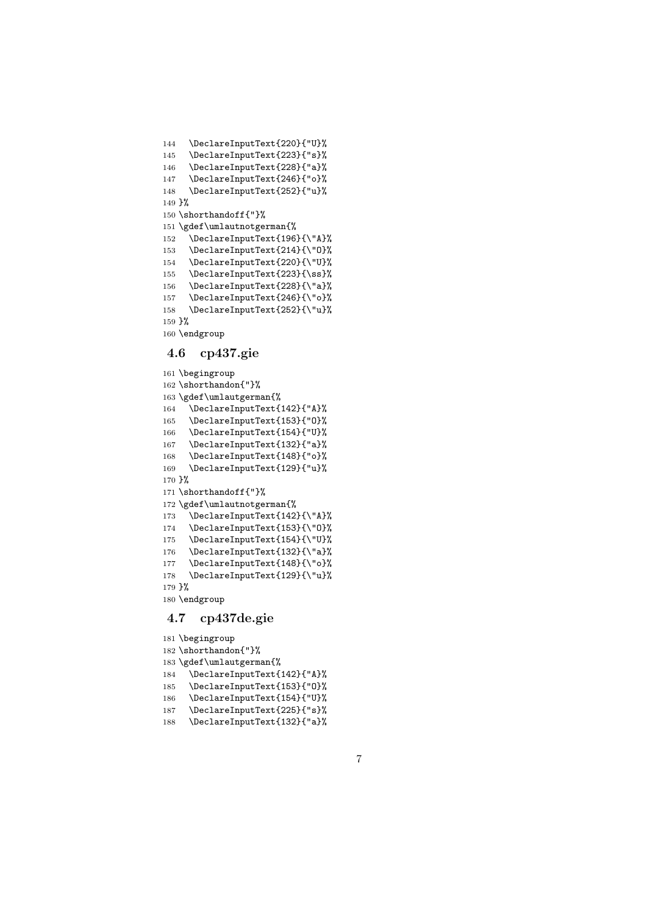```
144   \DeclareInputText{220}{"U}%
145   \DeclareInputText{223}{"s}%
146   \DeclareInputText{228}{"a}%
147   \DeclareInputText{246}{"o}%
148   \DeclareInputText{252}{"u}%
149 }%
150 \shorthandoff{"}%
151 \gdef\umlautnotgerman{%
152   \DeclareInputText{196}{\"A}%
153   \DeclareInputText{214}{\"O}%
154   \DeclareInputText{220}{\"U}%
155   \DeclareInputText{223}{\ss}%
156   \DeclareInputText{228}{\"a}%
157   \DeclareInputText{246}{\"o}%
158   \DeclareInputText{252}{\"u}%
159 }%
160 \endgroup
```

## 4.6 cp437.gie

```
161 \begingroup
162 \shorthandon{"}%
163 \gdef\umlautgerman{%
164   \DeclareInputText{142}{"A}%
165   \DeclareInputText{153}{"O}%
166   \DeclareInputText{154}{"U}%
167   \DeclareInputText{132}{"a}%
168   \DeclareInputText{148}{"o}%
169   \DeclareInputText{129}{"u}%
170 }%
171 \shorthandoff{"}%
172 \gdef\umlautnotgerman{%
173   \DeclareInputText{142}{\"A}%
174   \DeclareInputText{153}{\"O}%
175   \DeclareInputText{154}{\"U}%
176   \DeclareInputText{132}{\"a}%
177   \DeclareInputText{148}{\"o}%
178   \DeclareInputText{129}{\"u}%
179 }%
180 \endgroup
```

## 4.7 cp437de.gie

```
181 \begingroup
182 \shorthandon{"}%
183 \gdef\umlautgerman{%
184   \DeclareInputText{142}{"A}%
185   \DeclareInputText{153}{"O}%
186   \DeclareInputText{154}{"U}%
187   \DeclareInputText{225}{"s}%
188   \DeclareInputText{132}{"a}%
```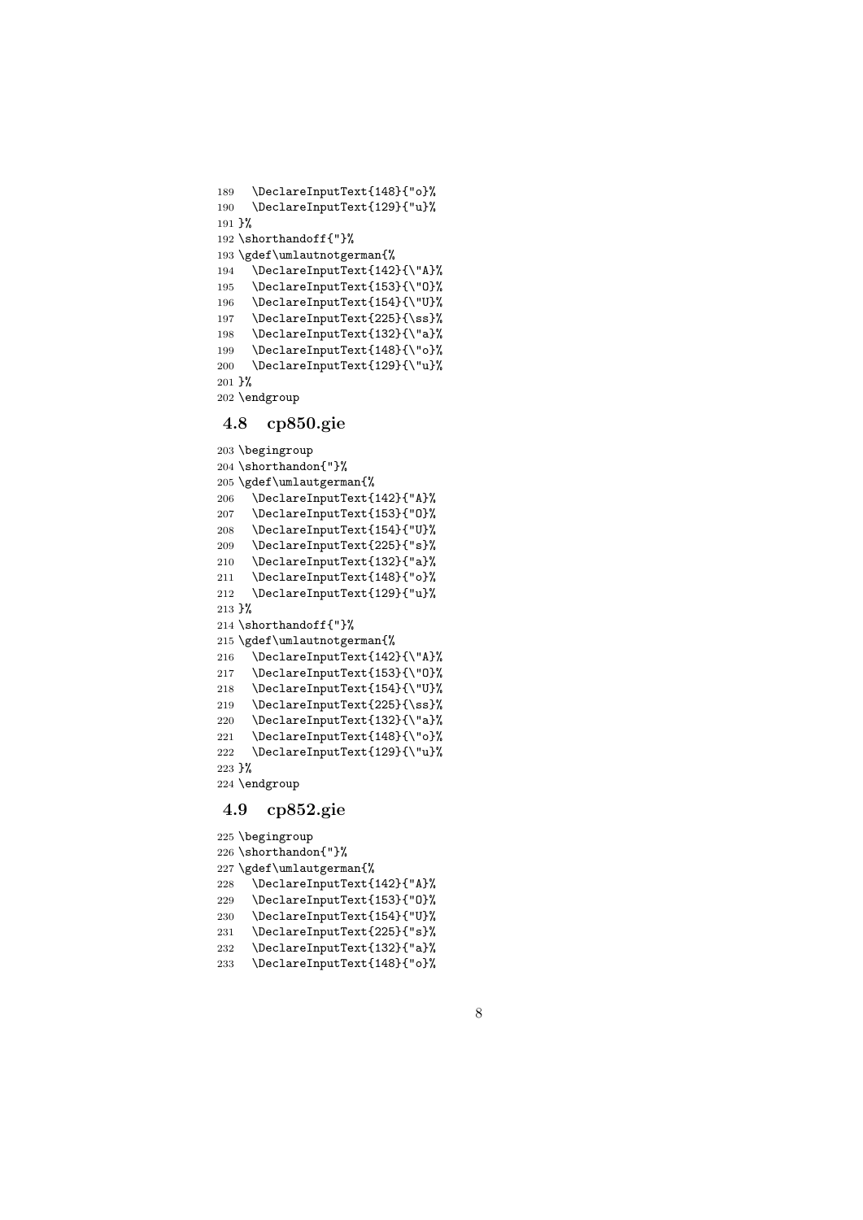```
189   \DeclareInputText{148}{"o}%
190   \DeclareInputText{129}{"u}%
191 }%
192 \shorthandoff{"}%
193 \gdef\umlautnotgerman{%
194   \DeclareInputText{142}{\"A}%
195   \DeclareInputText{153}{\"O}%
196   \DeclareInputText{154}{\"U}%
197   \DeclareInputText{225}{\ss}%
198   \DeclareInputText{132}{\"a}%
199   \DeclareInputText{148}{\"o}%
200   \DeclareInputText{129}{\"u}%
201 }%
202 \endgroup
```

## 4.8 cp850.gie

```
203 \begingroup
204 \shorthandon{"}%
205 \gdef\umlautgerman{%
206   \DeclareInputText{142}{"A}%
207   \DeclareInputText{153}{"O}%
208   \DeclareInputText{154}{"U}%
209   \DeclareInputText{225}{"s}%
210   \DeclareInputText{132}{"a}%
211   \DeclareInputText{148}{"o}%
212   \DeclareInputText{129}{"u}%
213 }%
214 \shorthandoff{"}%
215 \gdef\umlautnotgerman{%
216   \DeclareInputText{142}{\"A}%
217   \DeclareInputText{153}{\"O}%
218   \DeclareInputText{154}{\"U}%
219   \DeclareInputText{225}{\ss}%
220   \DeclareInputText{132}{\"a}%
221   \DeclareInputText{148}{\"o}%
222   \DeclareInputText{129}{\"u}%
223 }%
224 \endgroup
```

## 4.9 cp852.gie

```
225 \begingroup
226 \shorthandon{"}%
227 \gdef\umlautgerman{%
228   \DeclareInputText{142}{"A}%
229   \DeclareInputText{153}{"O}%
230   \DeclareInputText{154}{"U}%
231   \DeclareInputText{225}{"s}%
232   \DeclareInputText{132}{"a}%
233   \DeclareInputText{148}{"o}%
```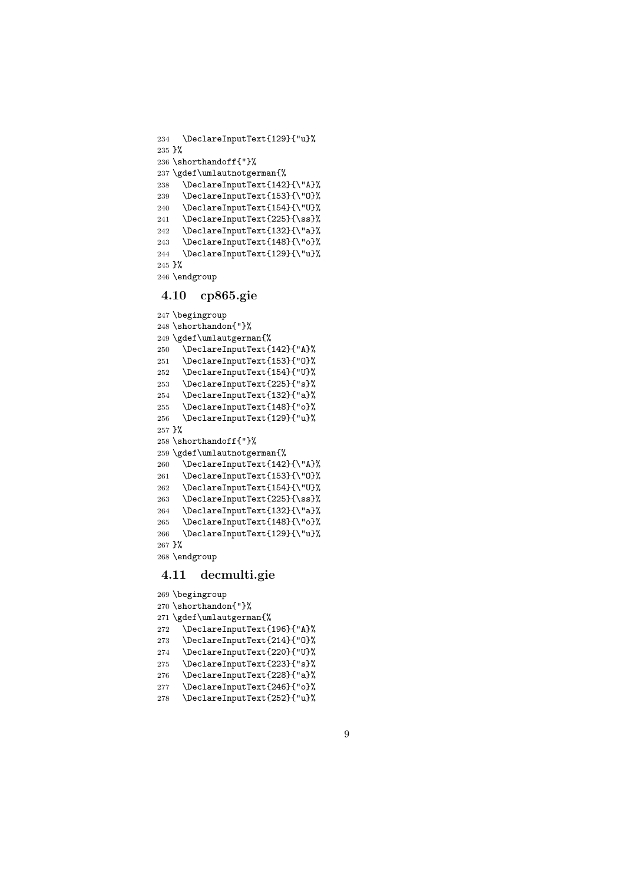```
234   \DeclareInputText{129}{"u}%
235 }%
236 \shorthandoff{"}%
237 \gdef\umlautnotgerman{%
238   \DeclareInputText{142}{\"A}%
239   \DeclareInputText{153}{\"O}%
240   \DeclareInputText{154}{\"U}%
241   \DeclareInputText{225}{\ss}%
242   \DeclareInputText{132}{\"a}%
243   \DeclareInputText{148}{\"o}%
244   \DeclareInputText{129}{\"u}%
245 }%
246 \endgroup
```

## 4.10 cp865.gie

```
247 \begingroup
248 \shorthandon{"}%
249 \gdef\umlautgerman{%
250   \DeclareInputText{142}{"A}%
251   \DeclareInputText{153}{"O}%
252   \DeclareInputText{154}{"U}%
253   \DeclareInputText{225}{"s}%
254   \DeclareInputText{132}{"a}%
255   \DeclareInputText{148}{"o}%
256   \DeclareInputText{129}{"u}%
257 }%
258 \shorthandoff{"}%
259 \gdef\umlautnotgerman{%
260   \DeclareInputText{142}{\"A}%
261   \DeclareInputText{153}{\"O}%
262   \DeclareInputText{154}{\"U}%
263   \DeclareInputText{225}{\ss}%
264   \DeclareInputText{132}{\"a}%
265   \DeclareInputText{148}{\"o}%
266   \DeclareInputText{129}{\"u}%
267 }%
268 \endgroup
```

## 4.11 decmulti.gie

```
269 \begingroup
270 \shorthandon{"}%
271 \gdef\umlautgerman{%
272   \DeclareInputText{196}{"A}%
273   \DeclareInputText{214}{"O}%
274   \DeclareInputText{220}{"U}%
275   \DeclareInputText{223}{"s}%
276   \DeclareInputText{228}{"a}%
277   \DeclareInputText{246}{"o}%
278   \DeclareInputText{252}{"u}%
```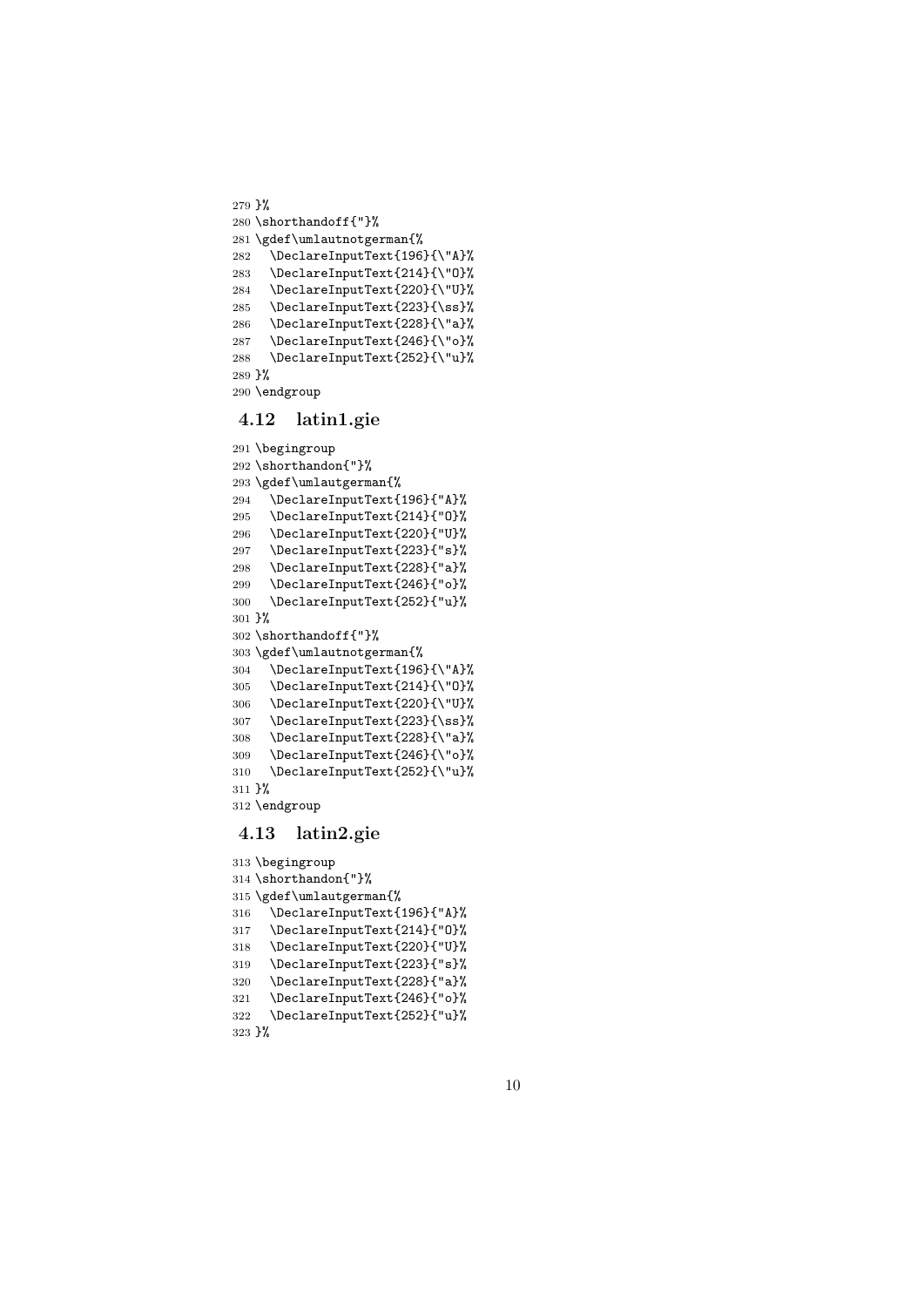```
279 }%
280 \shorthandoff{"}%
281 \gdef\umlautnotgerman{%
282   \DeclareInputText{196}{\"A}%
283   \DeclareInputText{214}{\"O}%
284   \DeclareInputText{220}{\"U}%
285   \DeclareInputText{223}{\ss}%
286   \DeclareInputText{228}{\"a}%
287   \DeclareInputText{246}{\"o}%
288   \DeclareInputText{252}{\"u}%
289 }%
290 \endgroup
```

### 4.12 latin1.gie

```
291 \begingroup
292 \shorthandon{"}%
293 \gdef\umlautgerman{%
294   \DeclareInputText{196}{"A}%
295   \DeclareInputText{214}{"O}%
296   \DeclareInputText{220}{"U}%
297   \DeclareInputText{223}{"s}%
298   \DeclareInputText{228}{"a}%
299   \DeclareInputText{246}{"o}%
300   \DeclareInputText{252}{"u}%
301 }%
302 \shorthandoff{"}%
303 \gdef\umlautnotgerman{%
304   \DeclareInputText{196}{\"A}%
305   \DeclareInputText{214}{\"O}%
306   \DeclareInputText{220}{\"U}%
307   \DeclareInputText{223}{\ss}%
308   \DeclareInputText{228}{\"a}%
309   \DeclareInputText{246}{\"o}%
310   \DeclareInputText{252}{\"u}%
311 }%
312 \endgroup
```

### 4.13 latin2.gie

```
313 \begingroup
314 \shorthandon{"}%
315 \gdef\umlautgerman{%
316   \DeclareInputText{196}{"A}%
317   \DeclareInputText{214}{"O}%
318   \DeclareInputText{220}{"U}%
319   \DeclareInputText{223}{"s}%
320   \DeclareInputText{228}{"a}%
321   \DeclareInputText{246}{"o}%
322   \DeclareInputText{252}{"u}%
323 }%
```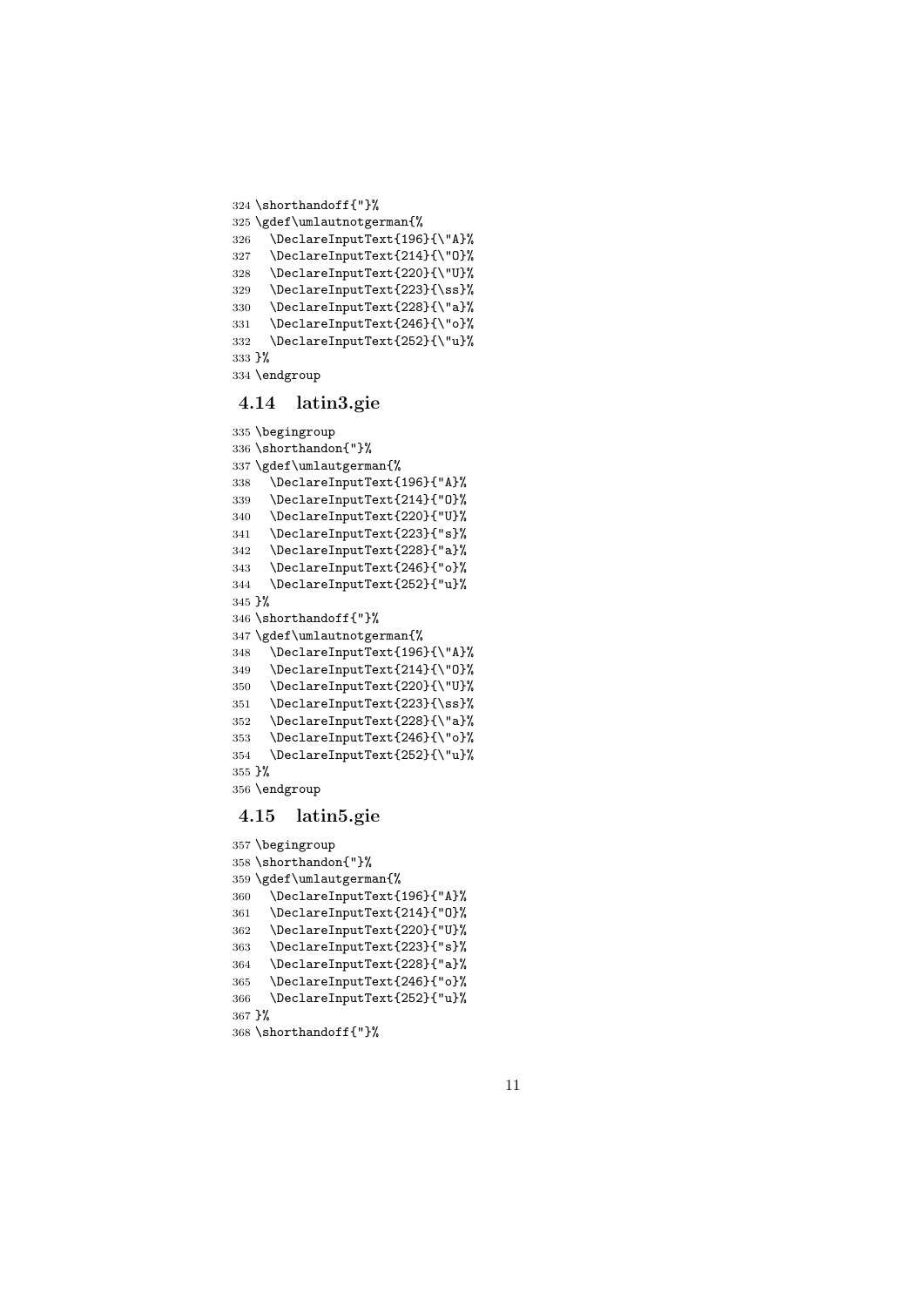```
324 \shorthandoff{"}%
325 \gdef\umlautnotgerman{%
326   \DeclareInputText{196}{\"A}%
327   \DeclareInputText{214}{\"O}%
328   \DeclareInputText{220}{\"U}%
329   \DeclareInputText{223}{\ss}%
330   \DeclareInputText{228}{\"a}%
331   \DeclareInputText{246}{\"o}%
332   \DeclareInputText{252}{\"u}%
333 }%
334 \endgroup
```

### 4.14 latin3.gie

```
335 \begingroup
336 \shorthandon{"}%
337 \gdef\umlautgerman{%
338   \DeclareInputText{196}{"A}%
339   \DeclareInputText{214}{"O}%
340   \DeclareInputText{220}{"U}%
341   \DeclareInputText{223}{"s}%
342   \DeclareInputText{228}{"a}%
343   \DeclareInputText{246}{"o}%
344   \DeclareInputText{252}{"u}%
345 }%
346 \shorthandoff{"}%
347 \gdef\umlautnotgerman{%
348   \DeclareInputText{196}{\"A}%
349   \DeclareInputText{214}{\"O}%
350   \DeclareInputText{220}{\"U}%
351   \DeclareInputText{223}{\ss}%
352   \DeclareInputText{228}{\"a}%
353   \DeclareInputText{246}{\"o}%
354   \DeclareInputText{252}{\"u}%
355 }%
356 \endgroup
```

### 4.15 latin5.gie

```
357 \begingroup
358 \shorthandon{"}%
359 \gdef\umlautgerman{%
360   \DeclareInputText{196}{"A}%
361   \DeclareInputText{214}{"O}%
362   \DeclareInputText{220}{"U}%
363   \DeclareInputText{223}{"s}%
364   \DeclareInputText{228}{"a}%
365   \DeclareInputText{246}{"o}%
366   \DeclareInputText{252}{"u}%
367 }%
368 \shorthandoff{"}%
```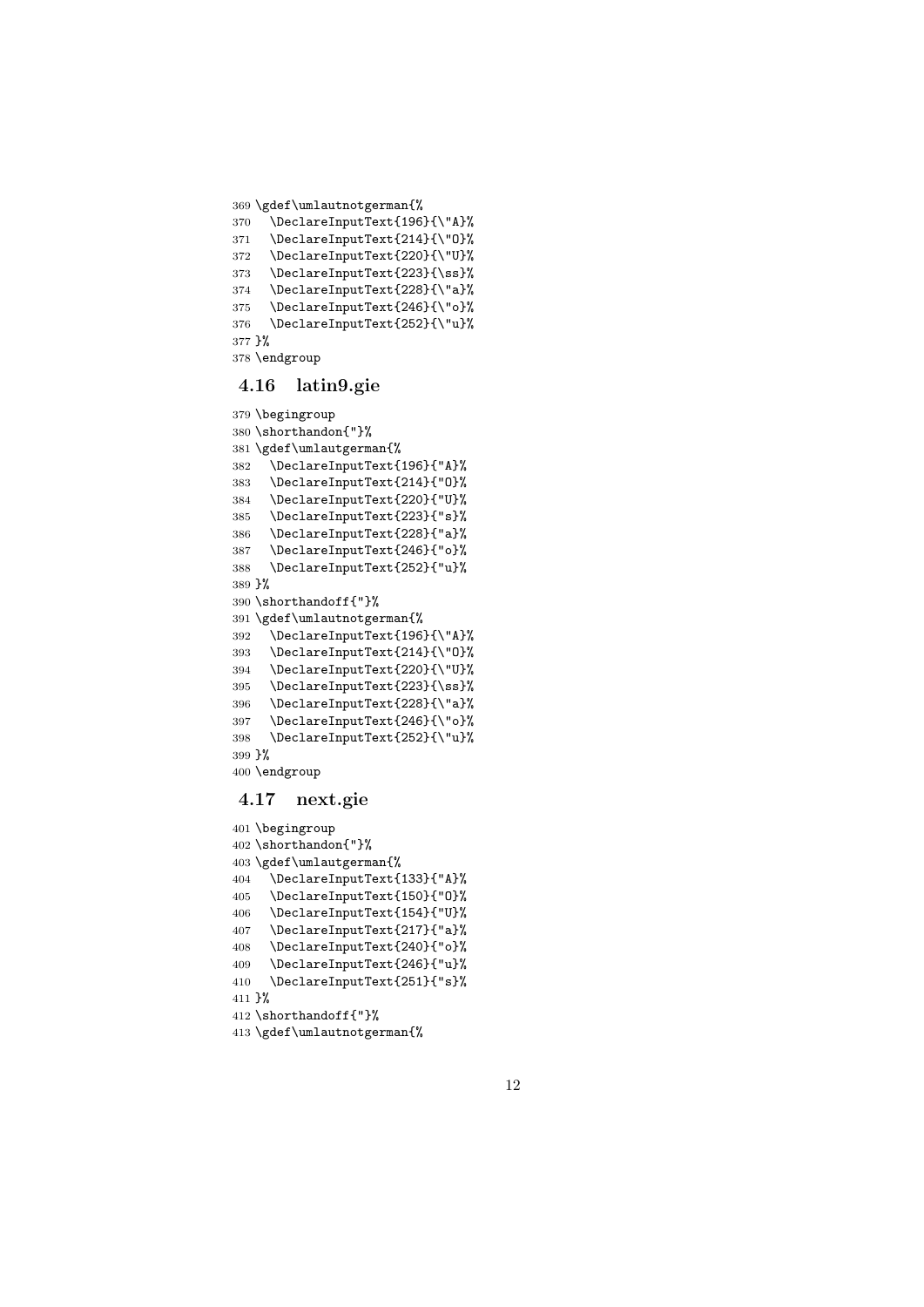```
369 \gdef\umlautnotgerman{%
370   \DeclareInputText{196}{\"A}%
371   \DeclareInputText{214}{\"O}%
372   \DeclareInputText{220}{\"U}%
373   \DeclareInputText{223}{\ss}%
374   \DeclareInputText{228}{\"a}%
375   \DeclareInputText{246}{\"o}%
376   \DeclareInputText{252}{\"u}%
377 }%
378 \endgroup
```

### 4.16 latin9.gie

```
379 \begingroup
380 \shorthandon{"}%
381 \gdef\umlautgerman{%
382   \DeclareInputText{196}{"A}%
383   \DeclareInputText{214}{"O}%
384   \DeclareInputText{220}{"U}%
385   \DeclareInputText{223}{"s}%
386   \DeclareInputText{228}{"a}%
387   \DeclareInputText{246}{"o}%
388   \DeclareInputText{252}{"u}%
389 }%
390 \shorthandoff{"}%
391 \gdef\umlautnotgerman{%
392   \DeclareInputText{196}{\"A}%
393   \DeclareInputText{214}{\"O}%
394   \DeclareInputText{220}{\"U}%
395   \DeclareInputText{223}{\ss}%
396   \DeclareInputText{228}{\"a}%
397   \DeclareInputText{246}{\"o}%
398   \DeclareInputText{252}{\"u}%
399 }%
400 \endgroup
```

### 4.17 next.gie

```
401 \begingroup
402 \shorthandon{"}%
403 \gdef\umlautgerman{%
404   \DeclareInputText{133}{"A}%
405   \DeclareInputText{150}{"O}%
406   \DeclareInputText{154}{"U}%
407   \DeclareInputText{217}{"a}%
408   \DeclareInputText{240}{"o}%
409   \DeclareInputText{246}{"u}%
410   \DeclareInputText{251}{"s}%
411 }%
412 \shorthandoff{"}%
413 \gdef\umlautnotgerman{%
```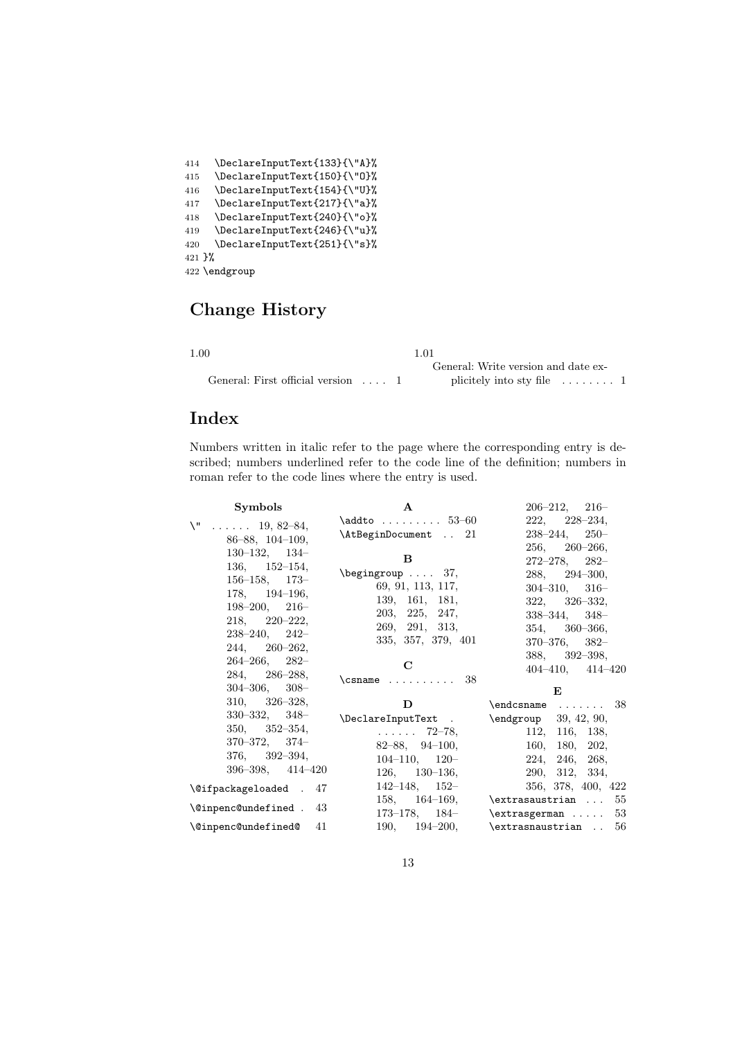```
414   \DeclareInputText{133}{\"A}%
415   \DeclareInputText{150}{\"O}%
416   \DeclareInputText{154}{\"U}%
417   \DeclareInputText{217}{\"a}%
418   \DeclareInputText{240}{\"o}%
419   \DeclareInputText{246}{\"u}%
420   \DeclareInputText{251}{\"s}%
421 }%
422 \endgroup
```

# Change History

1.00

General: First official version . . . . 1

1.01

General: Write version and date explicitely into sty file . . . . . . . . 1

# Index

Numbers written in italic refer to the page where the corresponding entry is described; numbers underlined refer to the code line of the definition; numbers in roman refer to the code lines where the entry is used.

**Symbols**

\" . . . . . . 19, 82–84, 86–88, 104–109, 130–132, 134–136, 152–154, 156–158, 173–178, 194–196, 198–200, 216–218, 220–222, 238–240, 242–244, 260–262, 264–266, 282–284, 286–288, 304–306, 308–310, 326–328, 330–332, 348–350, 352–354, 370–372, 374–376, 392–394, 396–398, 414–420

\@ifpackageloaded . 47

\@inpenc@undefined . 43

\@inpenc@undefined@ 41

**A**

\addto . . . . . . . . . 53–60

\AtBeginDocument . . 21

**B**

\begingroup . . . . 37, 69, 91, 113, 117, 139, 161, 181, 203, 225, 247, 269, 291, 313, 335, 357, 379, 401

**C**

\csname . . . . . . . . . . 38

**D**

\DeclareInputText . . . . . . . 72–78, 82–88, 94–100, 104–110, 120–126, 130–136, 142–148, 152–158, 164–169, 173–178, 184–190, 194–200, 206–212, 216–222, 228–234, 238–244, 250–256, 260–266, 272–278, 282–288, 294–300, 304–310, 316–322, 326–332, 338–344, 348–354, 360–366, 370–376, 382–388, 392–398, 404–410, 414–420

**E**

\endcsname . . . . . . . 38

\endgroup 39, 42, 90, 112, 116, 138, 160, 180, 202, 224, 246, 268, 290, 312, 334, 356, 378, 400, 422

\extrasaustrian . . . 55

\extrasgerman . . . . . 53

\extrasnaustrian . . 56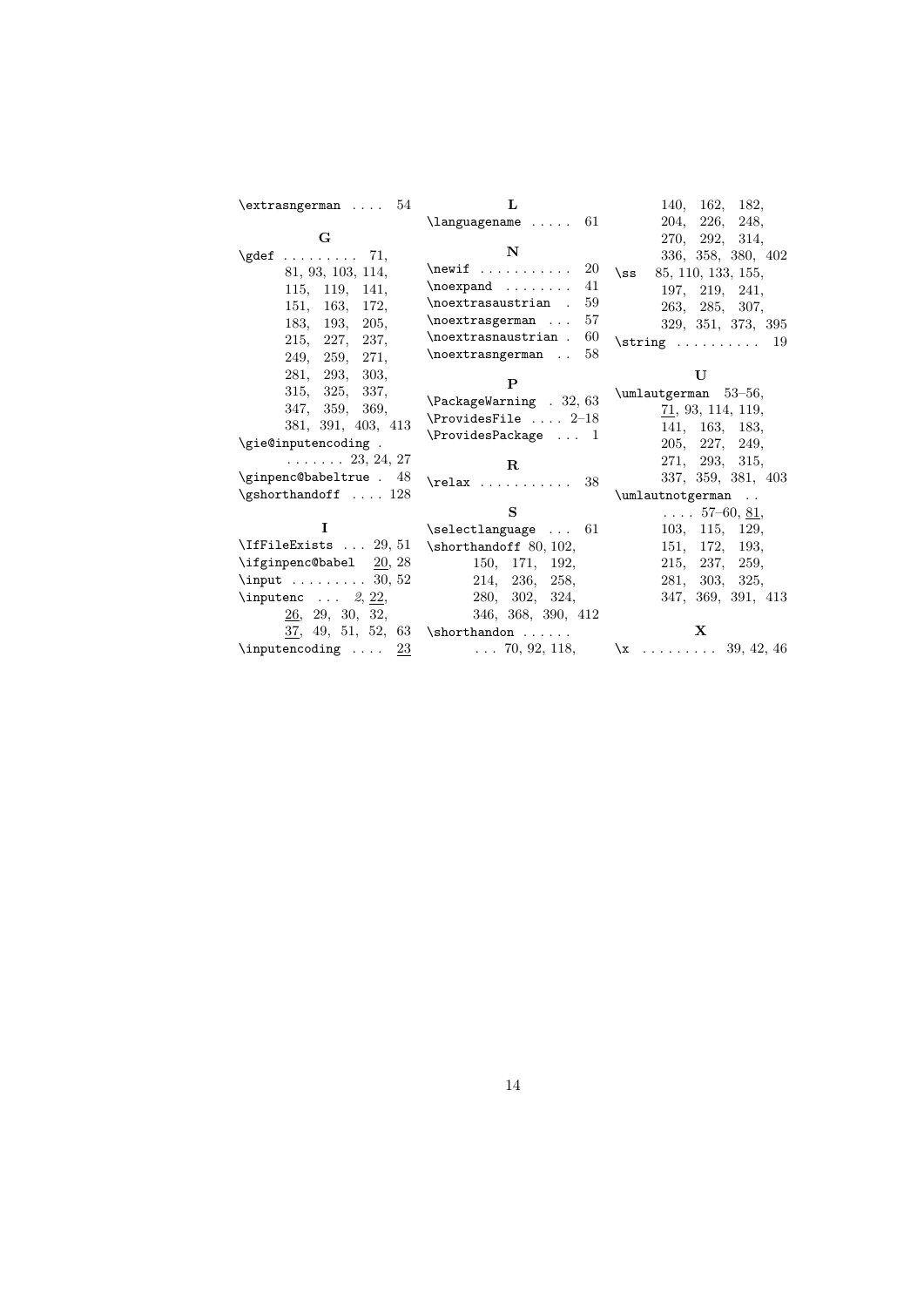\extrasngerman . . . . 54

**G**

\gdef . . . . . . . . . 71, 81, 93, 103, 114, 115, 119, 141, 151, 163, 172, 183, 193, 205, 215, 227, 237, 249, 259, 271, 281, 293, 303, 315, 325, 337, 347, 359, 369, 381, 391, 403, 413

\gie@inputencoding . . . . . . . . 23, 24, 27

\ginpenc@babeltrue . 48

\gshorthandoff . . . . 128

**I**

\IfFileExists . . . 29, 51

\ifginpenc@babel 20, 28

\input . . . . . . . . . 30, 52

\inputenc . . . *2*, 22, 26, 29, 30, 32, 37, 49, 51, 52, 63

\inputencoding . . . . 23

**L**

\languagename . . . . . 61

**N**

\newif . . . . . . . . . . . 20

\noexpand . . . . . . . . 41

\noextrasaustrian . 59

\noextrasgerman . . . 57

\noextrasnaustrian . 60

\noextrasngerman . . 58

**P**

\PackageWarning . 32, 63

\ProvidesFile . . . . 2–18

\ProvidesPackage . . . 1

**R**

\relax . . . . . . . . . . . 38

**S**

\selectlanguage . . . 61

\shorthandoff 80, 102, 150, 171, 192, 214, 236, 258, 280, 302, 324, 346, 368, 390, 412

\shorthandon . . . . . . . . . 70, 92, 118, 140, 162, 182, 204, 226, 248, 270, 292, 314, 336, 358, 380, 402

\ss 85, 110, 133, 155, 197, 219, 241, 263, 285, 307, 329, 351, 373, 395

\string . . . . . . . . . . 19

**U**

\umlautgerman 53–56, 71, 93, 114, 119, 141, 163, 183, 205, 227, 249, 271, 293, 315, 337, 359, 381, 403

\umlautnotgerman . . . . . . 57–60, 81, 103, 115, 129, 151, 172, 193, 215, 237, 259, 281, 303, 325, 347, 369, 391, 413

**X**

\x . . . . . . . . . 39, 42, 46